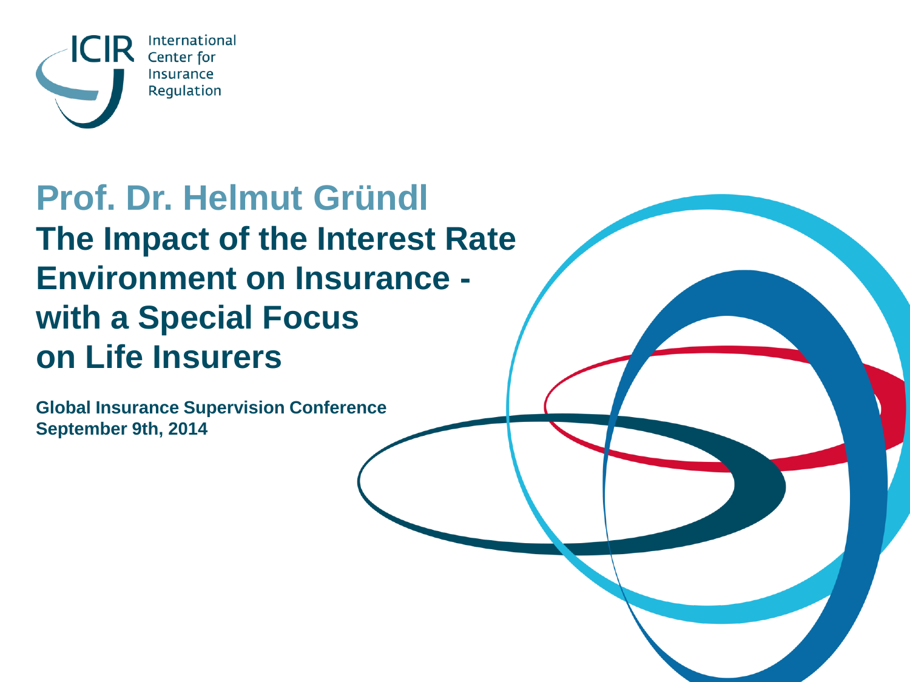ICIR International Center for Insurance Regulation

## Prof. Dr. Helmut Gründl

# The Impact of the Interest Rate Environment on Insurance - with a Special Focus on Life Insurers

**Global Insurance Supervision Conference**
**September 9th, 2014**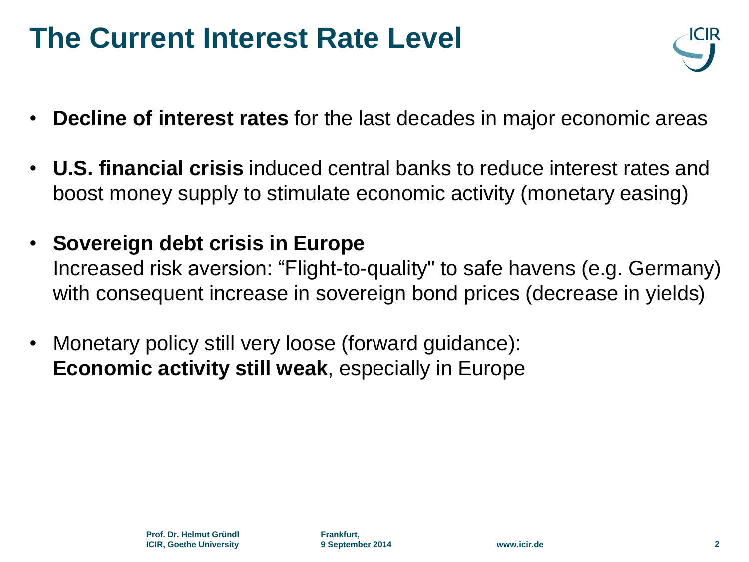# The Current Interest Rate Level

- **Decline of interest rates** for the last decades in major economic areas
- **U.S. financial crisis** induced central banks to reduce interest rates and boost money supply to stimulate economic activity (monetary easing)
- **Sovereign debt crisis in Europe**
  Increased risk aversion: "Flight-to-quality" to safe havens (e.g. Germany) with consequent increase in sovereign bond prices (decrease in yields)
- Monetary policy still very loose (forward guidance):
  **Economic activity still weak**, especially in Europe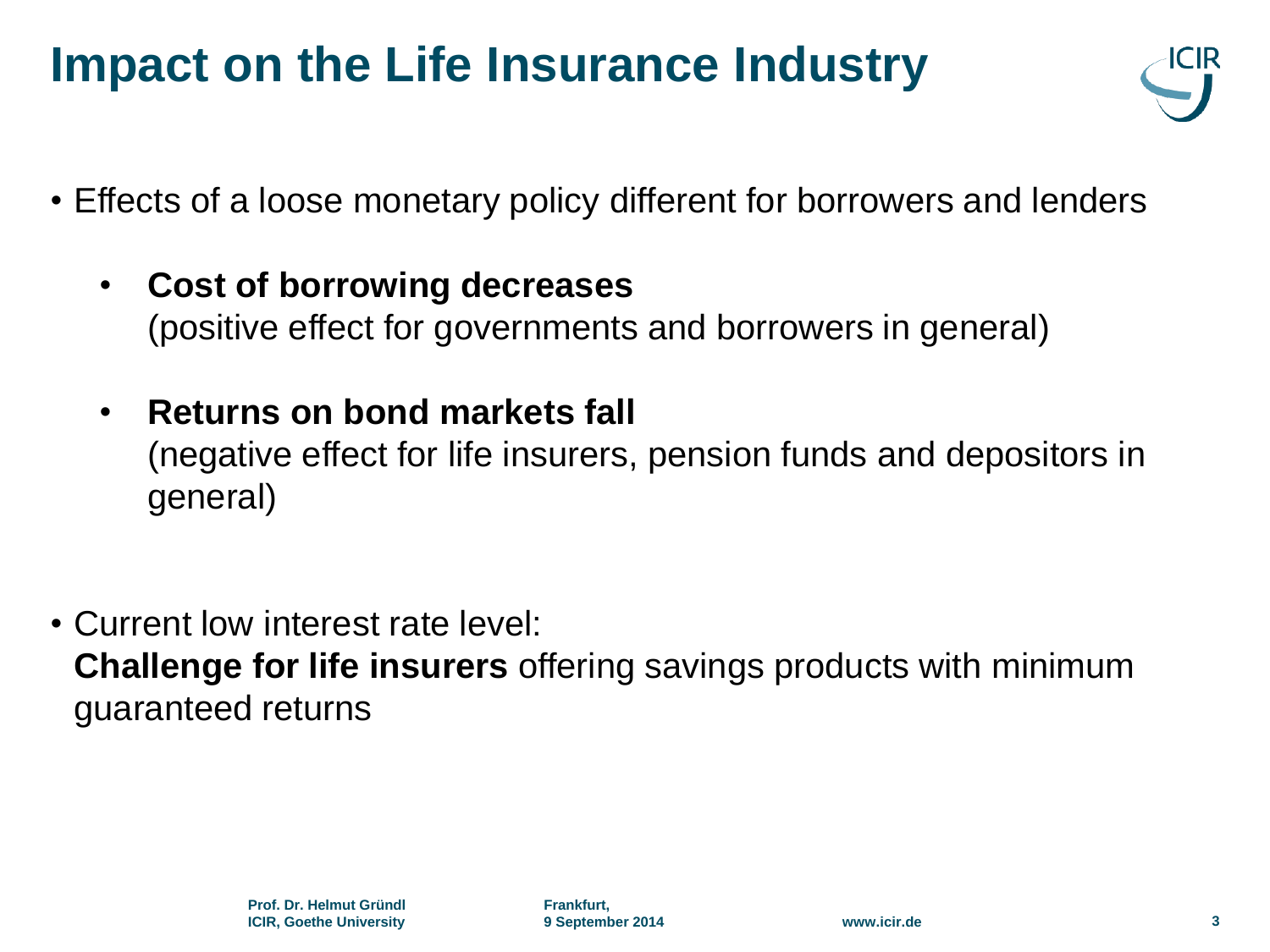# Impact on the Life Insurance Industry

- Effects of a loose monetary policy different for borrowers and lenders
  - **Cost of borrowing decreases**
    (positive effect for governments and borrowers in general)
  - **Returns on bond markets fall**
    (negative effect for life insurers, pension funds and depositors in general)

- Current low interest rate level:
  **Challenge for life insurers** offering savings products with minimum guaranteed returns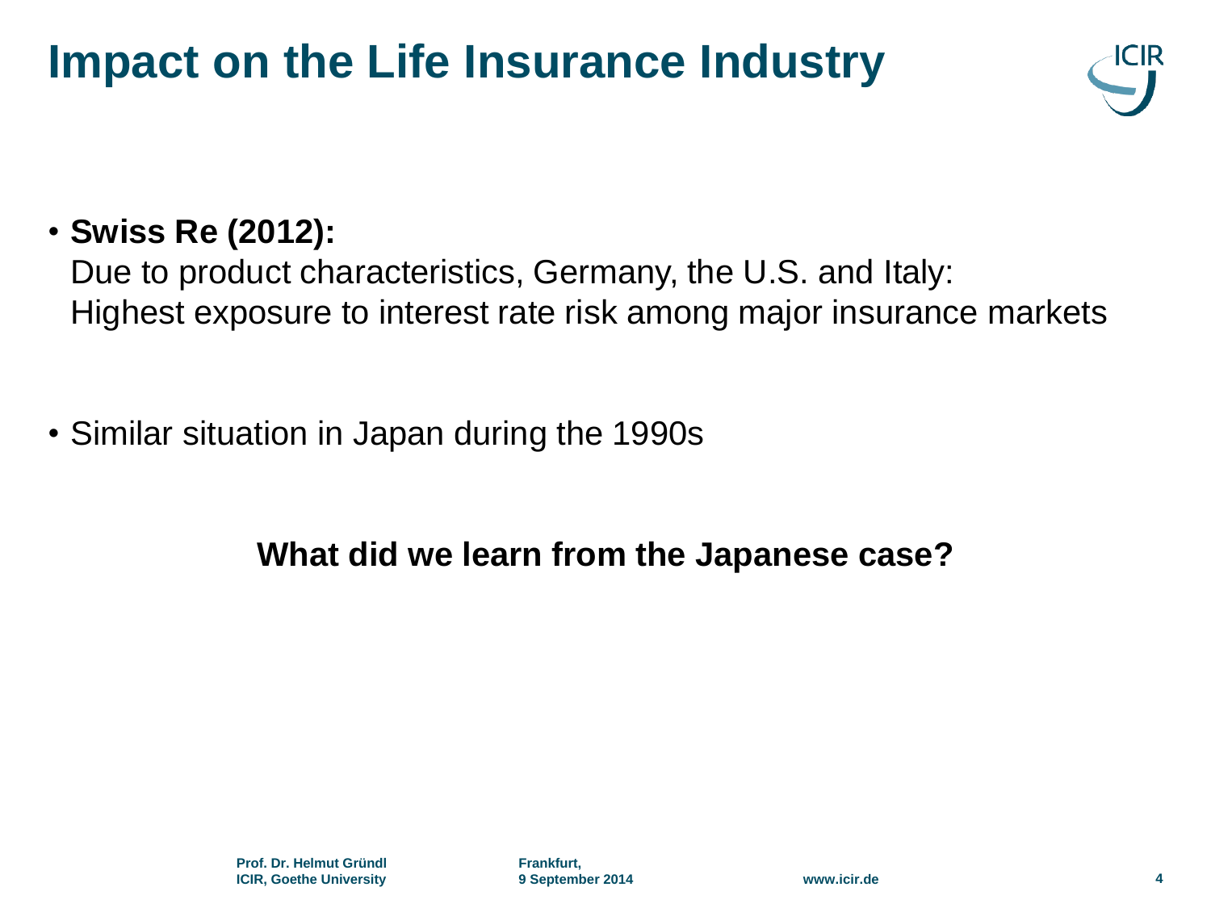# Impact on the Life Insurance Industry

- **Swiss Re (2012):**
  Due to product characteristics, Germany, the U.S. and Italy:
  Highest exposure to interest rate risk among major insurance markets

- Similar situation in Japan during the 1990s

**What did we learn from the Japanese case?**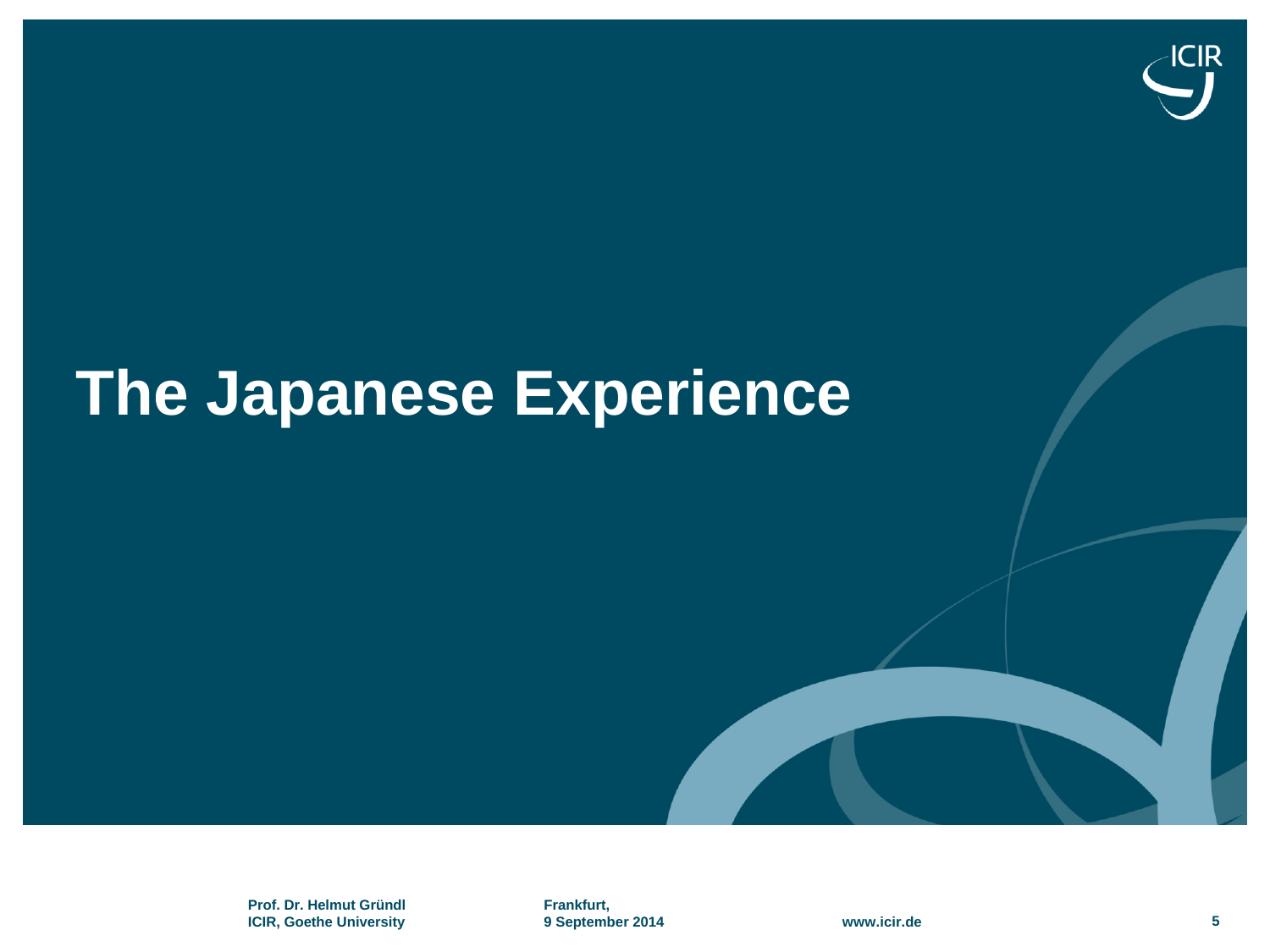# The Japanese Experience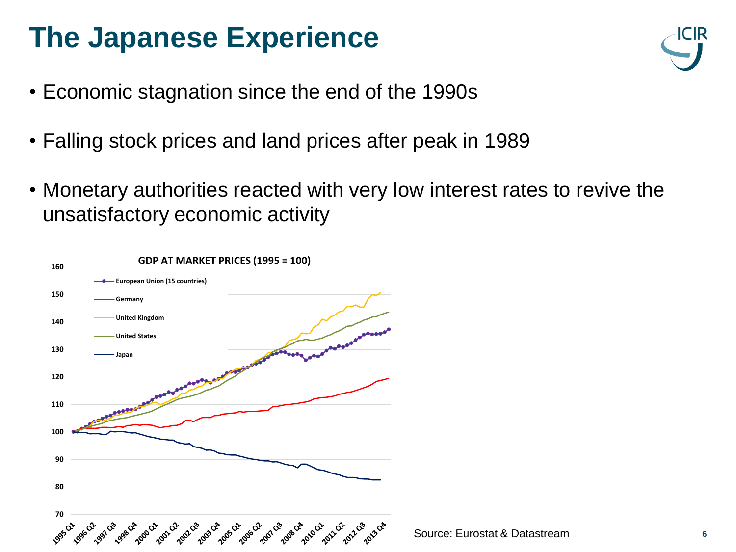# The Japanese Experience

- Economic stagnation since the end of the 1990s
- Falling stock prices and land prices after peak in 1989
- Monetary authorities reacted with very low interest rates to revive the unsatisfactory economic activity

**GDP AT MARKET PRICES (1995 = 100)**

Source: Eurostat & Datastream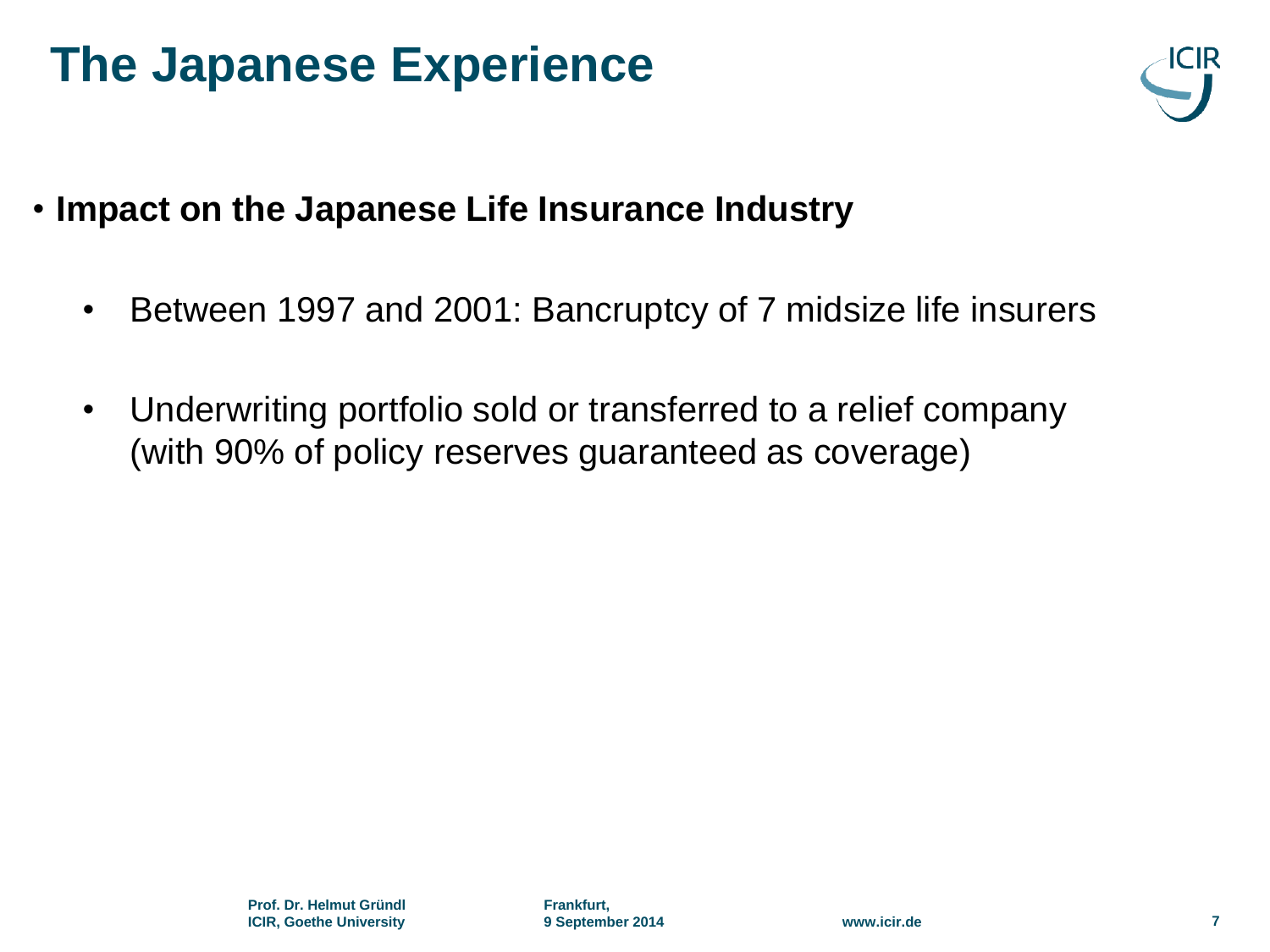# The Japanese Experience

- **Impact on the Japanese Life Insurance Industry**
  - Between 1997 and 2001: Bancruptcy of 7 midsize life insurers
  - Underwriting portfolio sold or transferred to a relief company (with 90% of policy reserves guaranteed as coverage)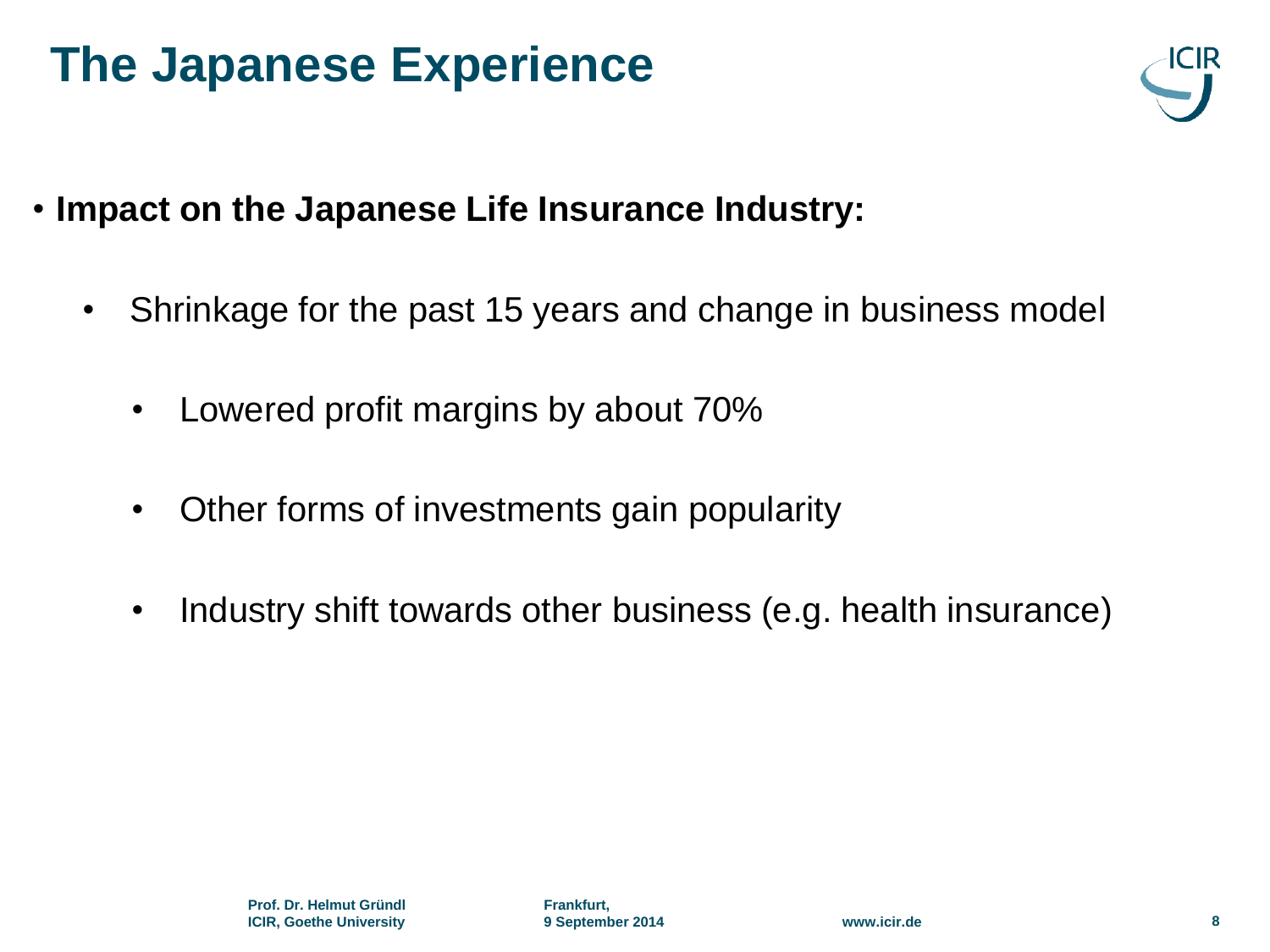# The Japanese Experience

- **Impact on the Japanese Life Insurance Industry:**
  - Shrinkage for the past 15 years and change in business model
    - Lowered profit margins by about 70%
    - Other forms of investments gain popularity
    - Industry shift towards other business (e.g. health insurance)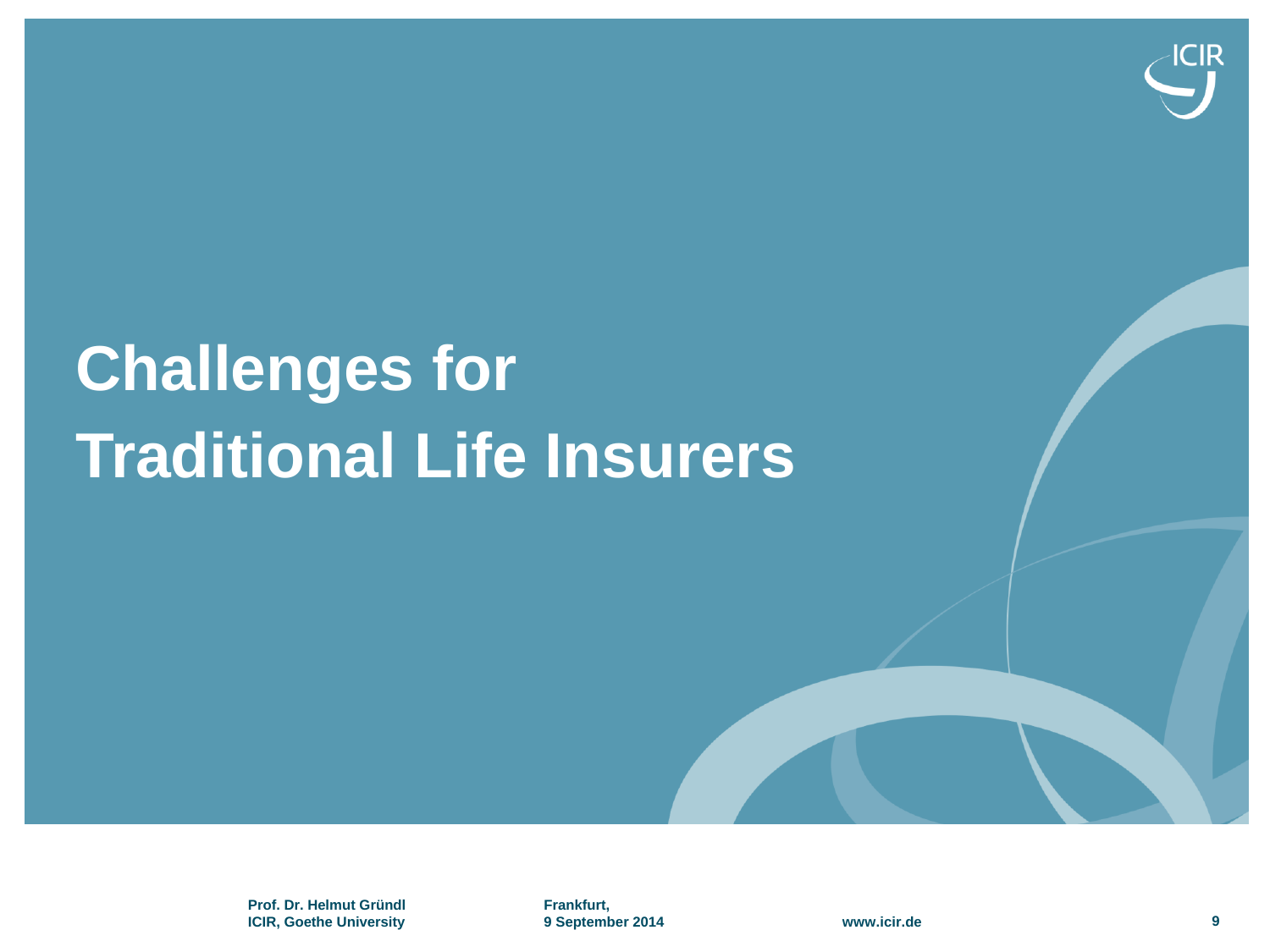# Challenges for Traditional Life Insurers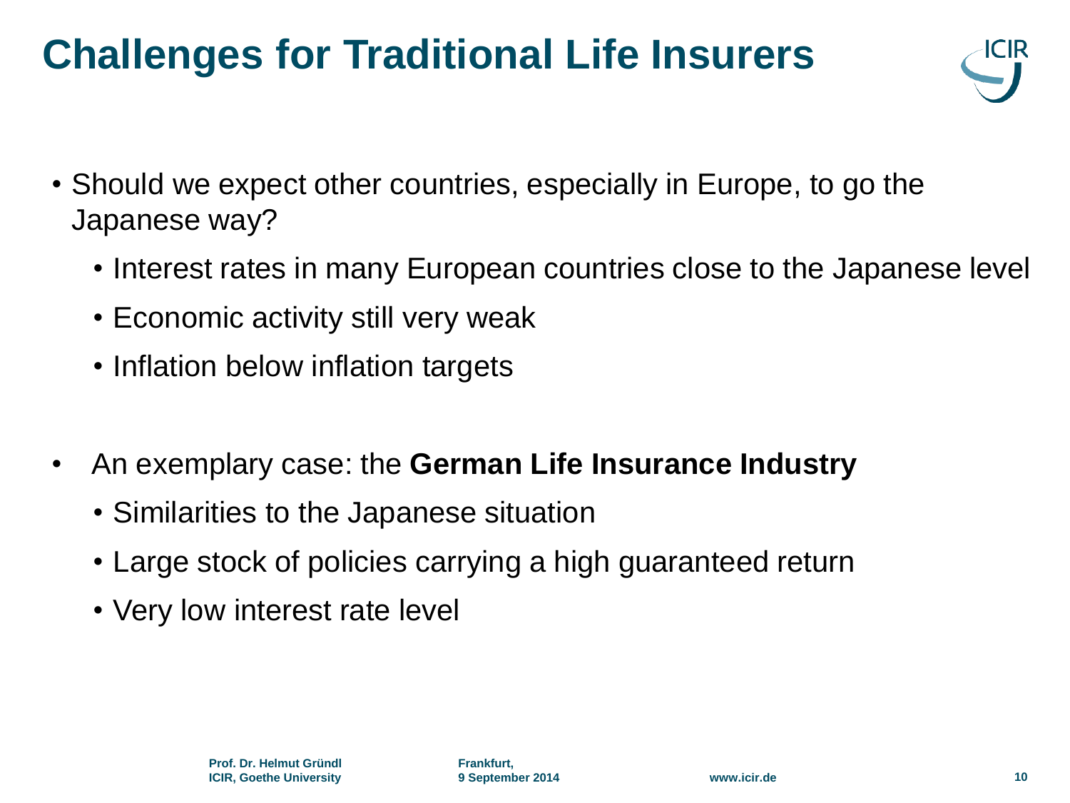# Challenges for Traditional Life Insurers

- Should we expect other countries, especially in Europe, to go the Japanese way?
  - Interest rates in many European countries close to the Japanese level
  - Economic activity still very weak
  - Inflation below inflation targets

- An exemplary case: the **German Life Insurance Industry**
  - Similarities to the Japanese situation
  - Large stock of policies carrying a high guaranteed return
  - Very low interest rate level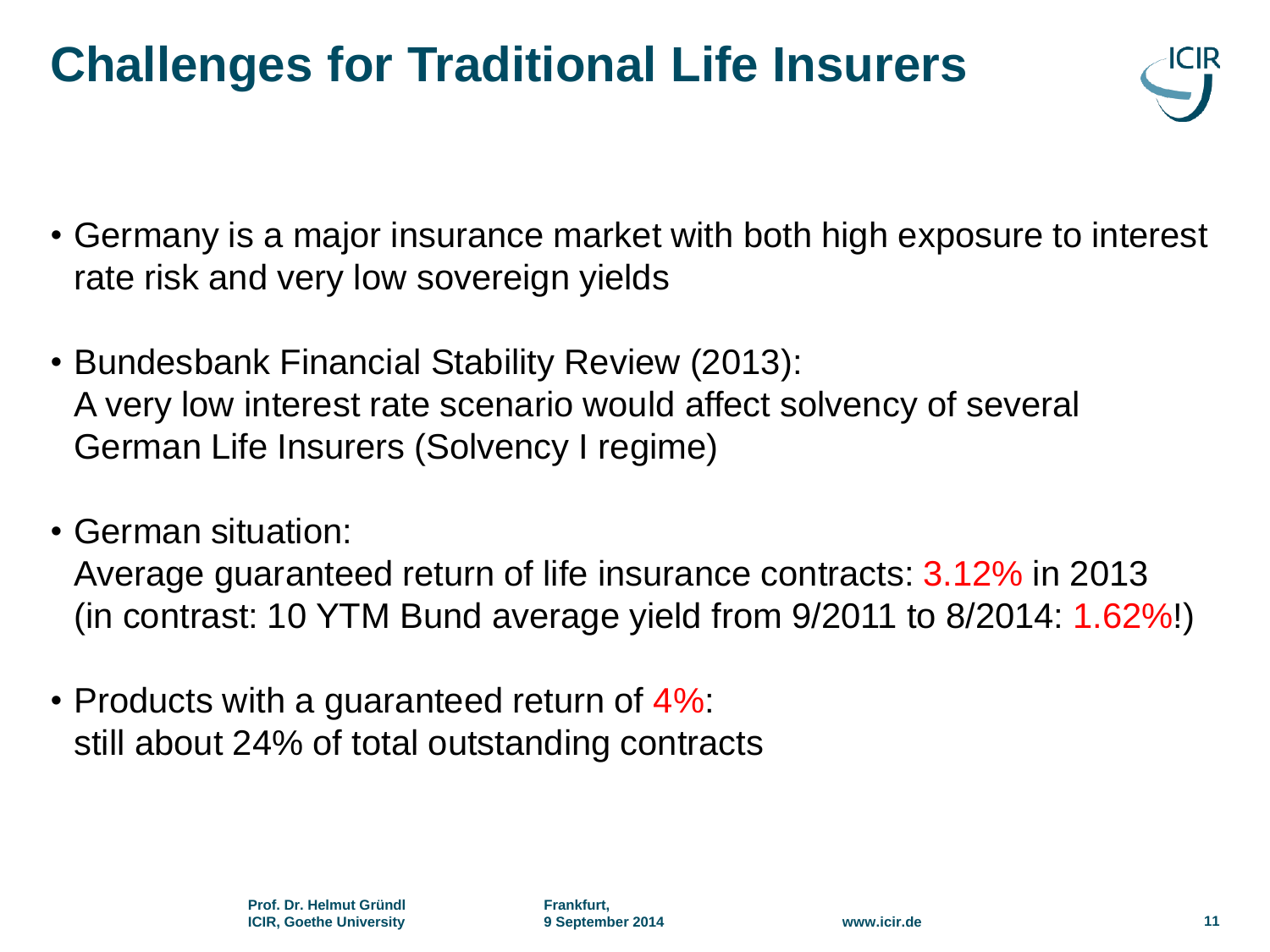# Challenges for Traditional Life Insurers

- Germany is a major insurance market with both high exposure to interest rate risk and very low sovereign yields
- Bundesbank Financial Stability Review (2013):
  A very low interest rate scenario would affect solvency of several German Life Insurers (Solvency I regime)
- German situation:
  Average guaranteed return of life insurance contracts: 3.12% in 2013
  (in contrast: 10 YTM Bund average yield from 9/2011 to 8/2014: 1.62%!)
- Products with a guaranteed return of 4%:
  still about 24% of total outstanding contracts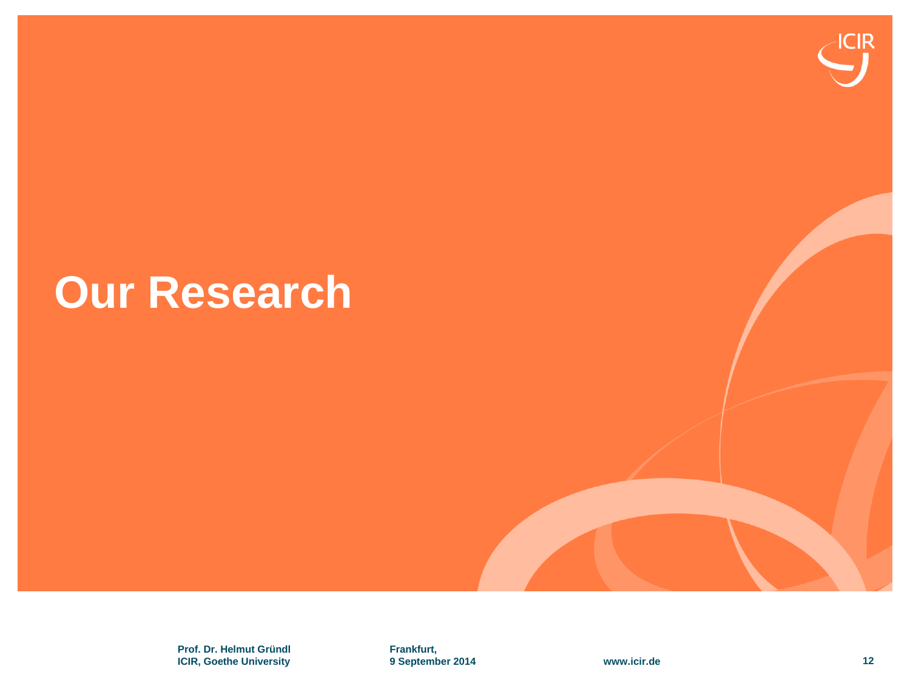# Our Research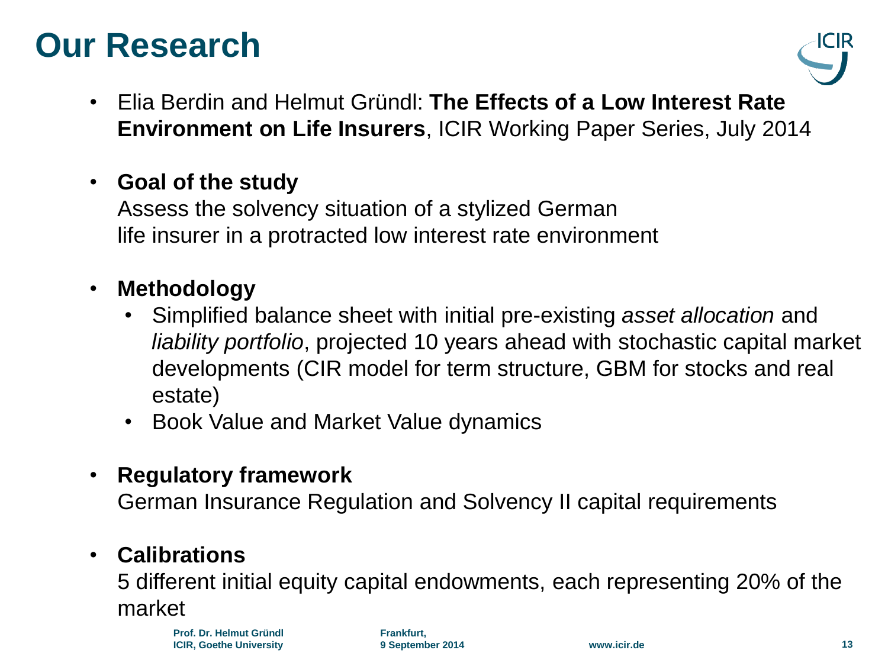# Our Research

- Elia Berdin and Helmut Gründl: **The Effects of a Low Interest Rate Environment on Life Insurers**, ICIR Working Paper Series, July 2014

- **Goal of the study**
  Assess the solvency situation of a stylized German life insurer in a protracted low interest rate environment

- **Methodology**
  - Simplified balance sheet with initial pre-existing *asset allocation* and *liability portfolio*, projected 10 years ahead with stochastic capital market developments (CIR model for term structure, GBM for stocks and real estate)
  - Book Value and Market Value dynamics

- **Regulatory framework**
  German Insurance Regulation and Solvency II capital requirements

- **Calibrations**
  5 different initial equity capital endowments, each representing 20% of the market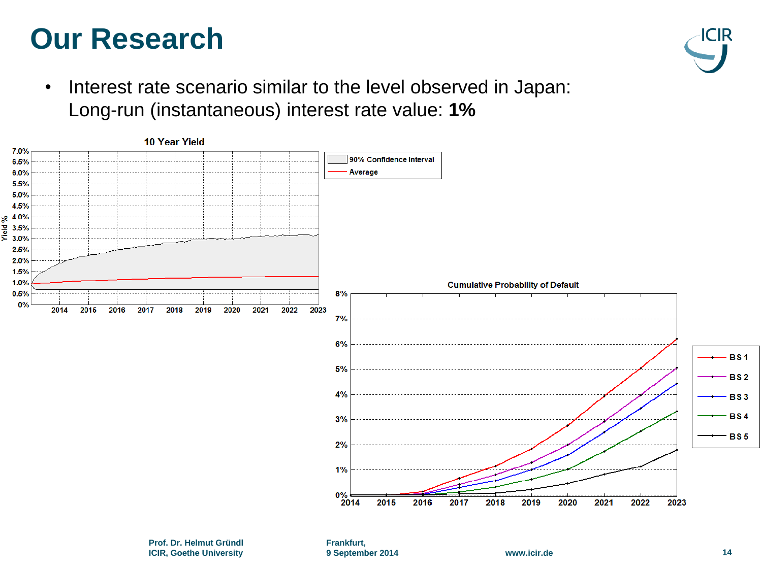# Our Research

- Interest rate scenario similar to the level observed in Japan: Long-run (instantaneous) interest rate value: **1%**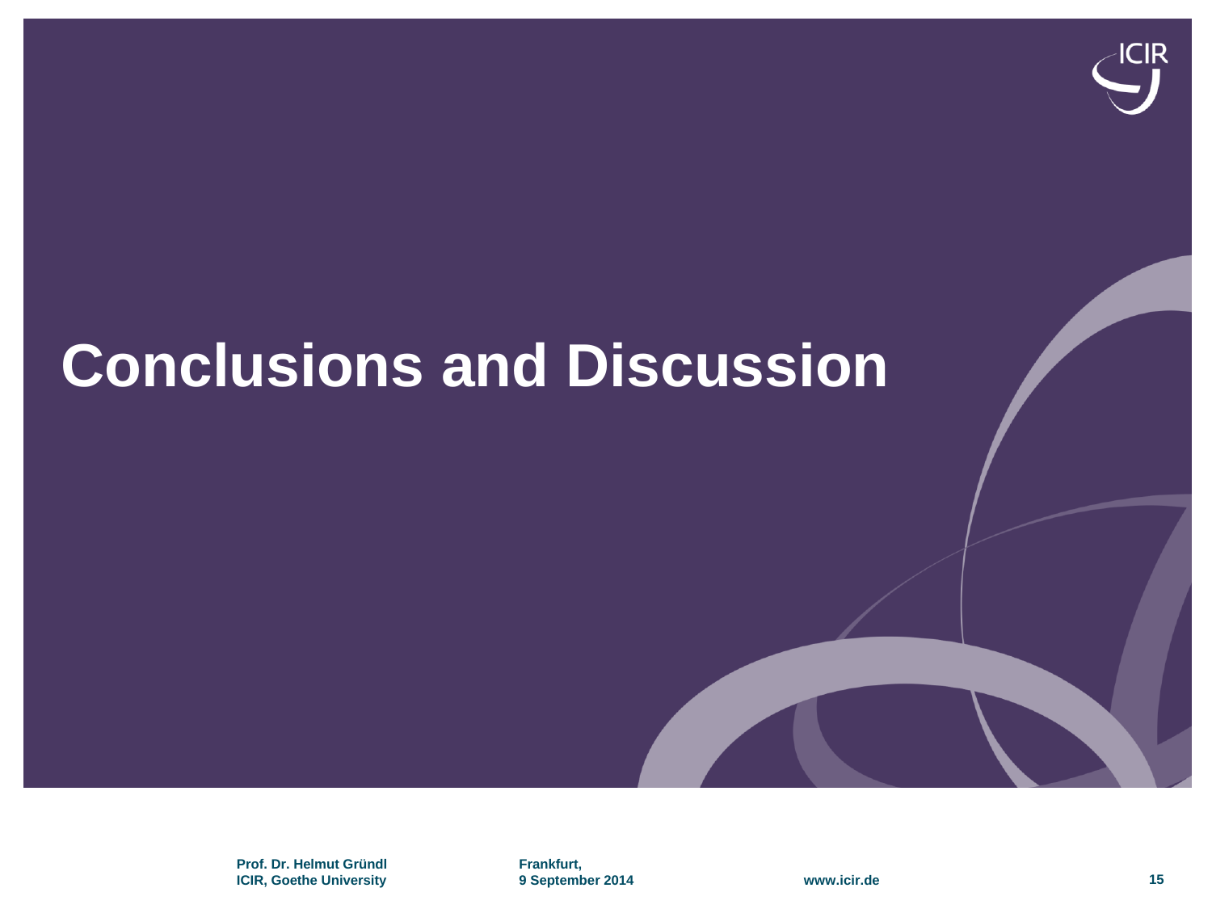# Conclusions and Discussion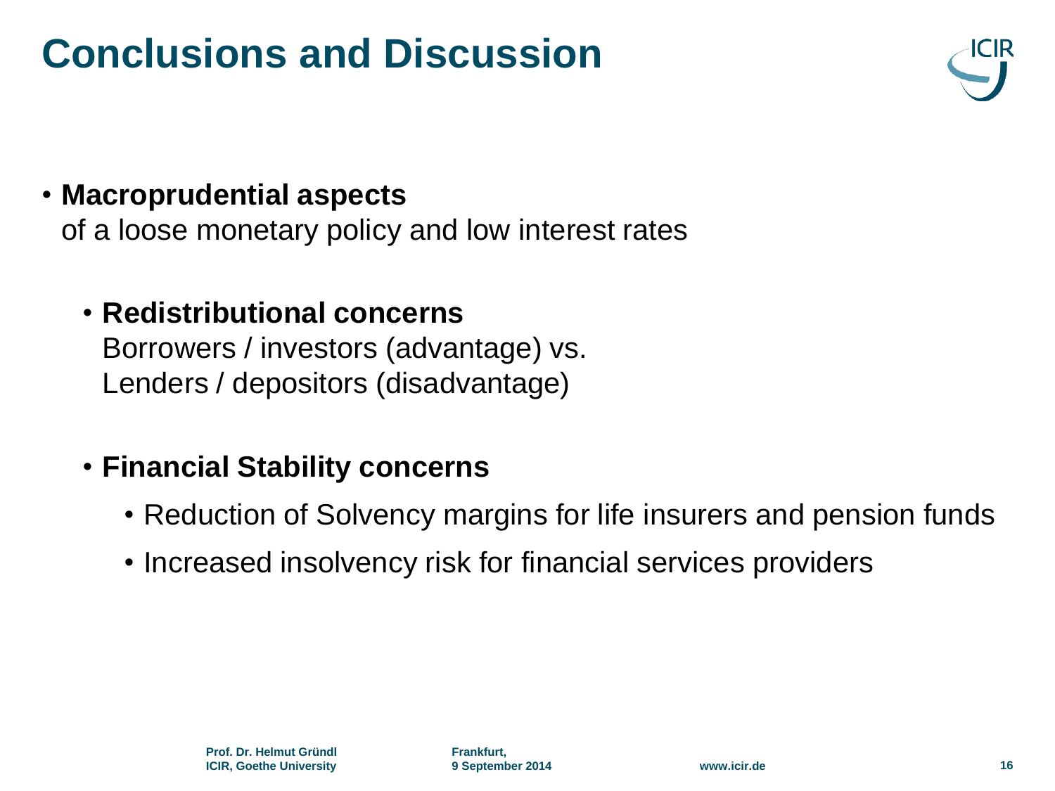# Conclusions and Discussion

- **Macroprudential aspects**
  of a loose monetary policy and low interest rates

  - **Redistributional concerns**
    Borrowers / investors (advantage) vs.
    Lenders / depositors (disadvantage)

  - **Financial Stability concerns**
    - Reduction of Solvency margins for life insurers and pension funds
    - Increased insolvency risk for financial services providers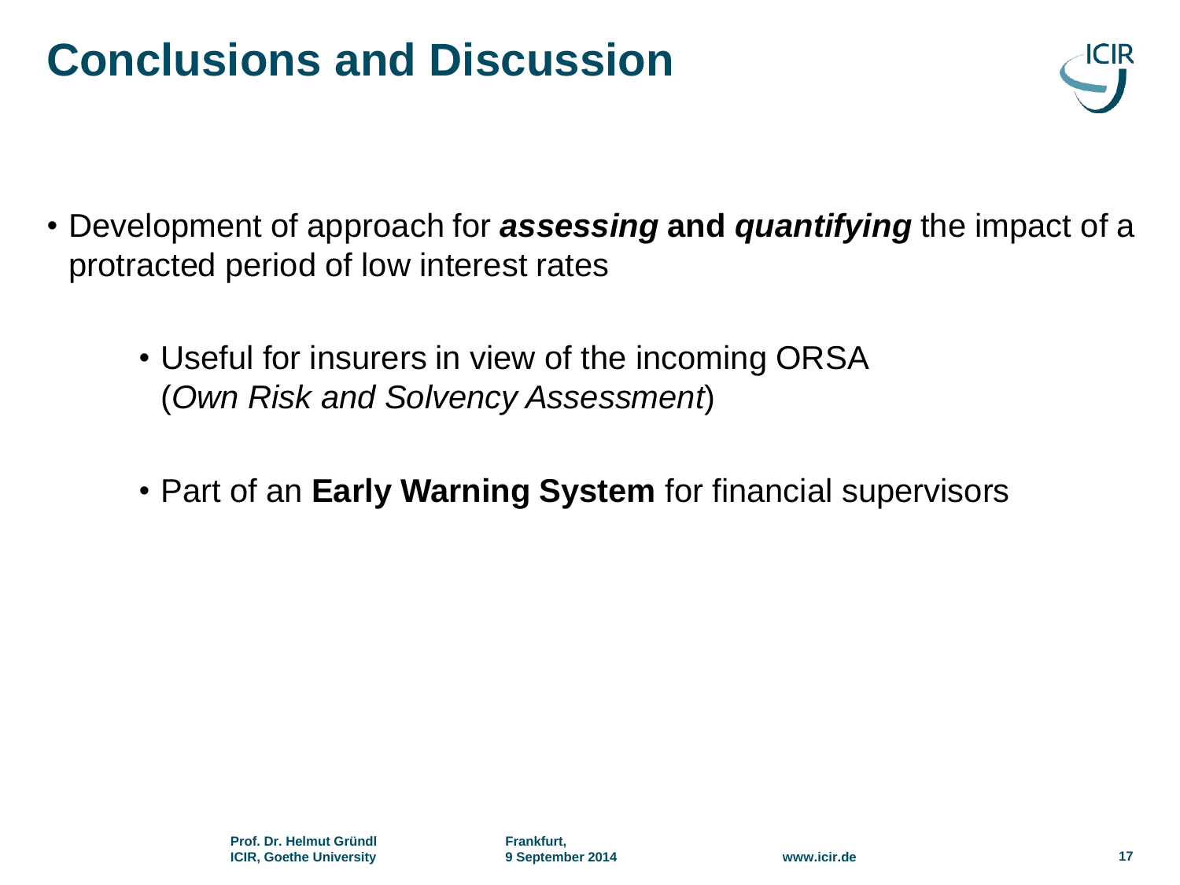# Conclusions and Discussion

- Development of approach for ***assessing*** **and** ***quantifying*** the impact of a protracted period of low interest rates
  - Useful for insurers in view of the incoming ORSA (*Own Risk and Solvency Assessment*)
  - Part of an **Early Warning System** for financial supervisors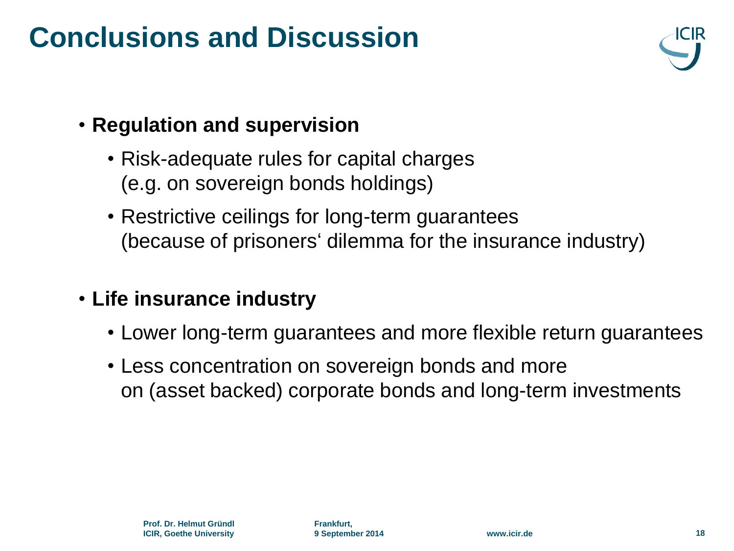# Conclusions and Discussion

- **Regulation and supervision**
  - Risk-adequate rules for capital charges (e.g. on sovereign bonds holdings)
  - Restrictive ceilings for long-term guarantees (because of prisoners' dilemma for the insurance industry)

- **Life insurance industry**
  - Lower long-term guarantees and more flexible return guarantees
  - Less concentration on sovereign bonds and more on (asset backed) corporate bonds and long-term investments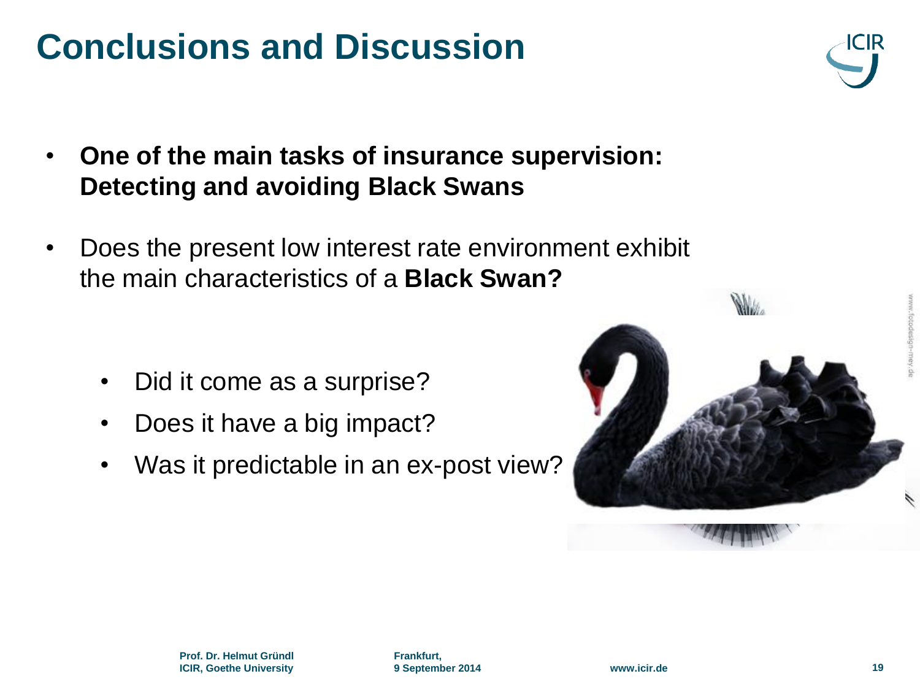# Conclusions and Discussion

- **One of the main tasks of insurance supervision: Detecting and avoiding Black Swans**

- Does the present low interest rate environment exhibit the main characteristics of a **Black Swan?**

  - Did it come as a surprise?
  - Does it have a big impact?
  - Was it predictable in an ex-post view?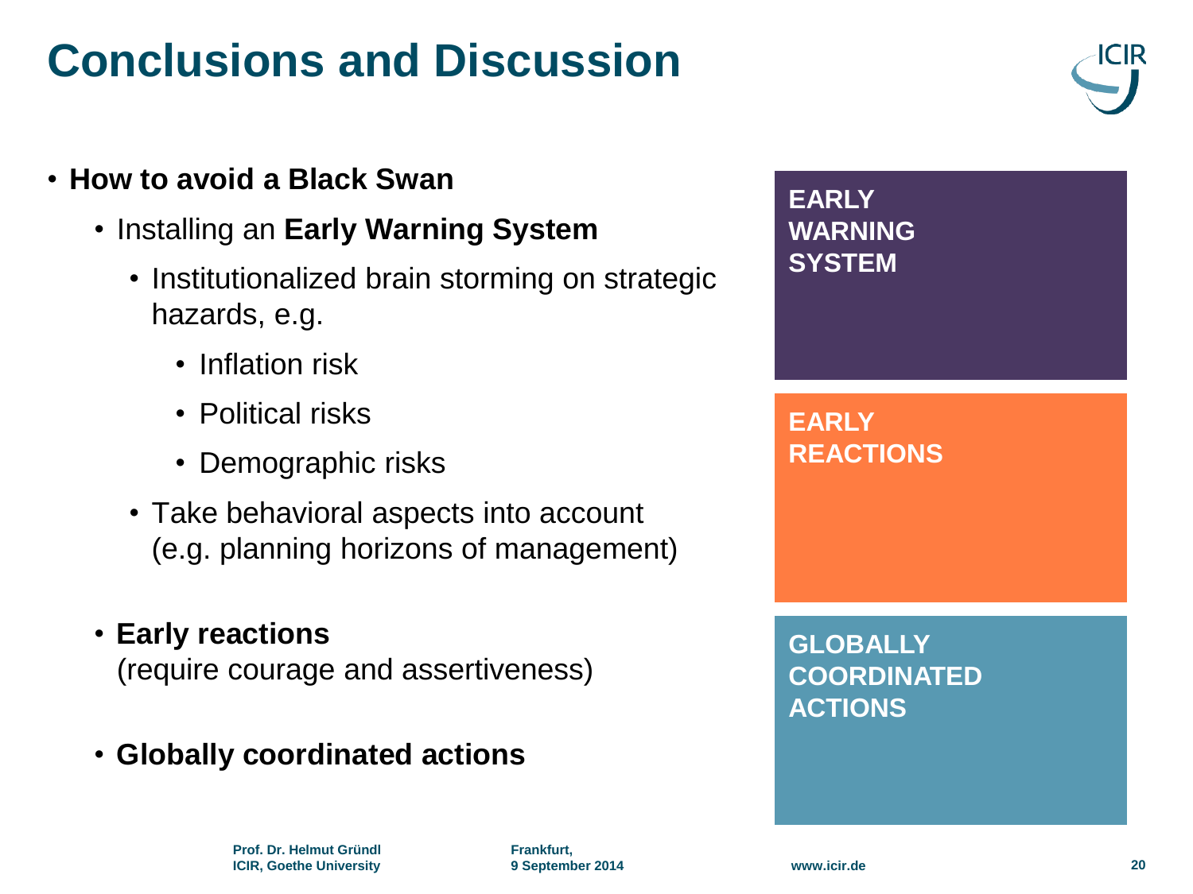# Conclusions and Discussion

- **How to avoid a Black Swan**
  - Installing an **Early Warning System**
    - Institutionalized brain storming on strategic hazards, e.g.
      - Inflation risk
      - Political risks
      - Demographic risks
    - Take behavioral aspects into account (e.g. planning horizons of management)
  - **Early reactions** (require courage and assertiveness)
  - **Globally coordinated actions**

EARLY WARNING SYSTEM

EARLY REACTIONS

GLOBALLY COORDINATED ACTIONS